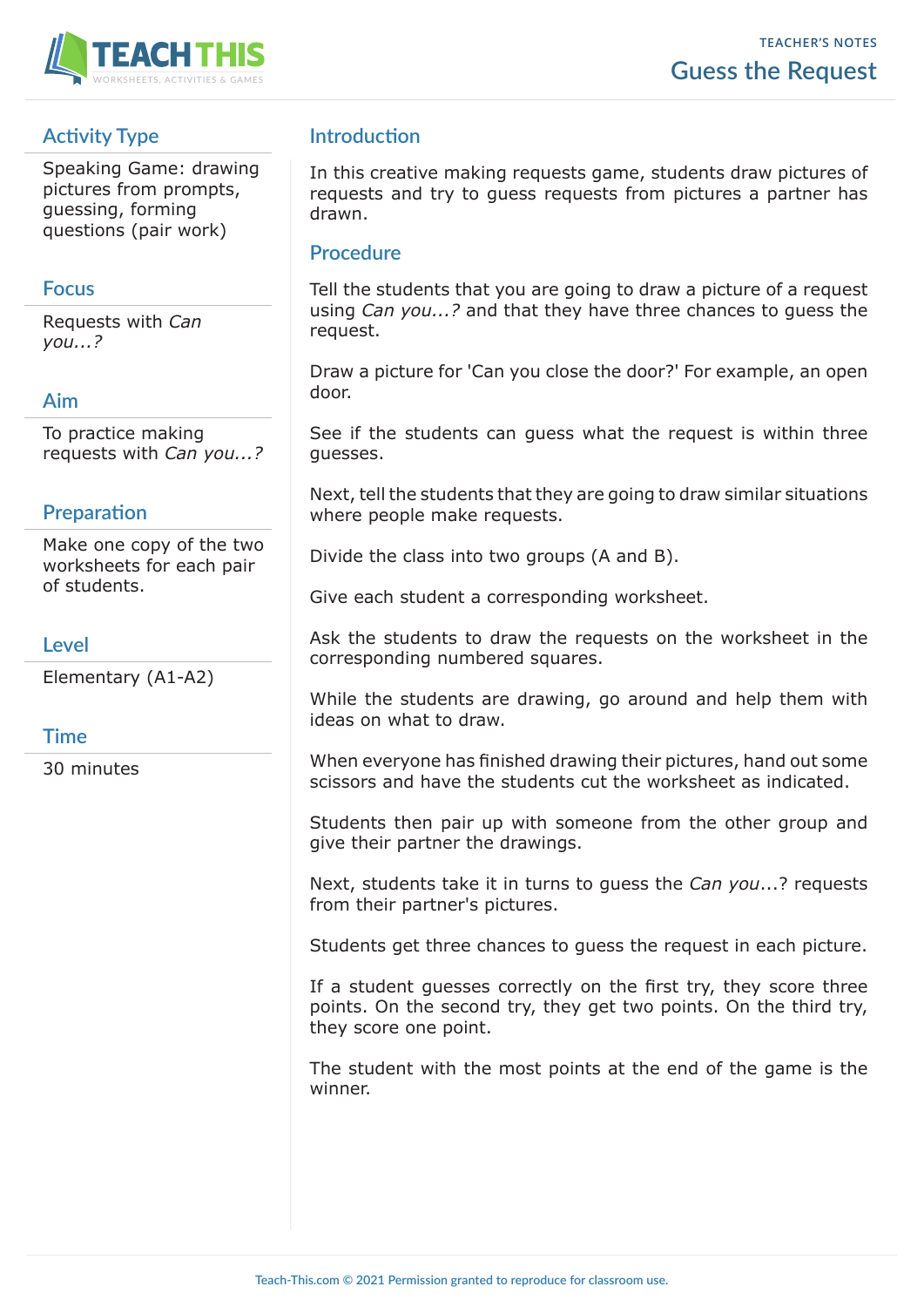TEACHER'S NOTES

# Guess the Request

## Activity Type

Speaking Game: drawing pictures from prompts, guessing, forming questions (pair work)

## Focus

Requests with *Can you...?*

## Aim

To practice making requests with *Can you...?*

## Preparation

Make one copy of the two worksheets for each pair of students.

## Level

Elementary (A1-A2)

## Time

30 minutes

## Introduction

In this creative making requests game, students draw pictures of requests and try to guess requests from pictures a partner has drawn.

## Procedure

Tell the students that you are going to draw a picture of a request using *Can you...?* and that they have three chances to guess the request.

Draw a picture for 'Can you close the door?' For example, an open door.

See if the students can guess what the request is within three guesses.

Next, tell the students that they are going to draw similar situations where people make requests.

Divide the class into two groups (A and B).

Give each student a corresponding worksheet.

Ask the students to draw the requests on the worksheet in the corresponding numbered squares.

While the students are drawing, go around and help them with ideas on what to draw.

When everyone has finished drawing their pictures, hand out some scissors and have the students cut the worksheet as indicated.

Students then pair up with someone from the other group and give their partner the drawings.

Next, students take it in turns to guess the *Can you*...? requests from their partner's pictures.

Students get three chances to guess the request in each picture.

If a student guesses correctly on the first try, they score three points. On the second try, they get two points. On the third try, they score one point.

The student with the most points at the end of the game is the winner.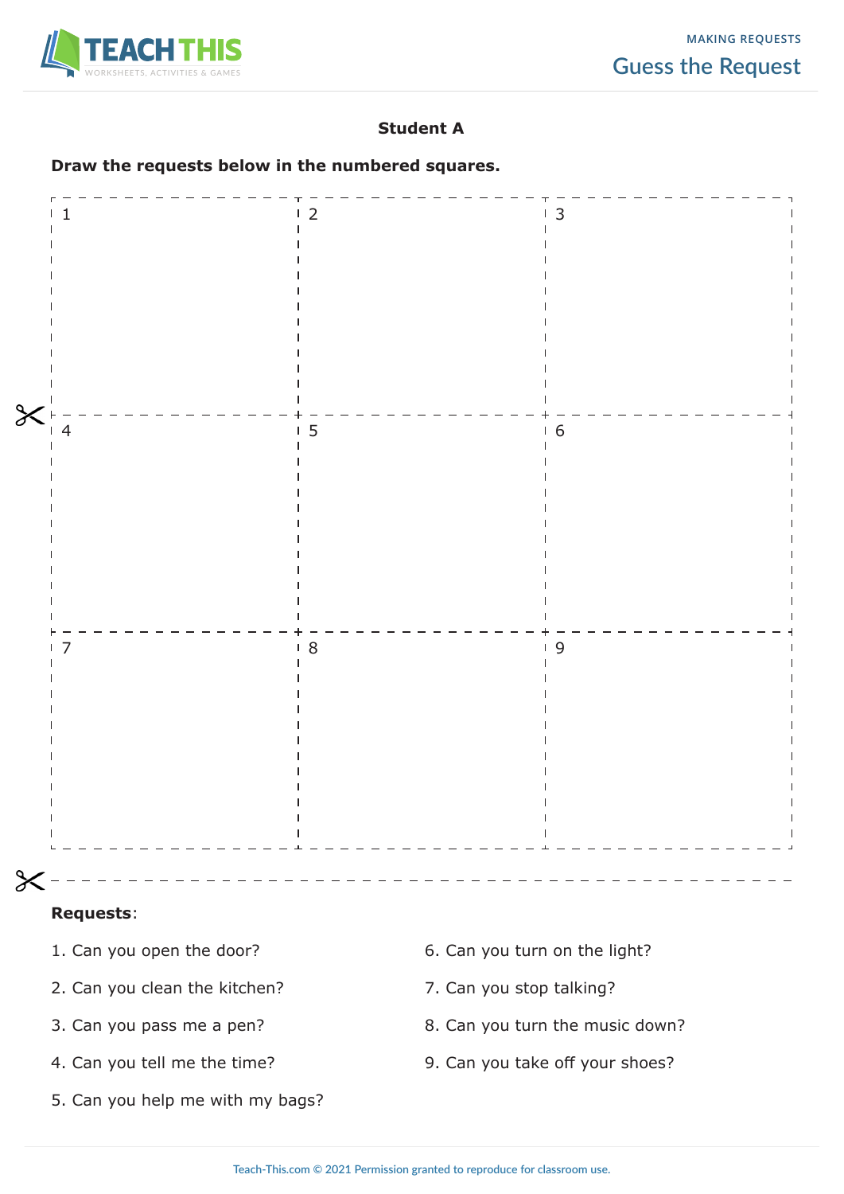**MAKING REQUESTS**

# Guess the Request

### Student A

**Draw the requests below in the numbered squares.**

| 1 | 2 | 3 |
|---|---|---|
| 4 | 5 | 6 |
| 7 | 8 | 9 |

**Requests**:

1. Can you open the door?
2. Can you clean the kitchen?
3. Can you pass me a pen?
4. Can you tell me the time?
5. Can you help me with my bags?
6. Can you turn on the light?
7. Can you stop talking?
8. Can you turn the music down?
9. Can you take off your shoes?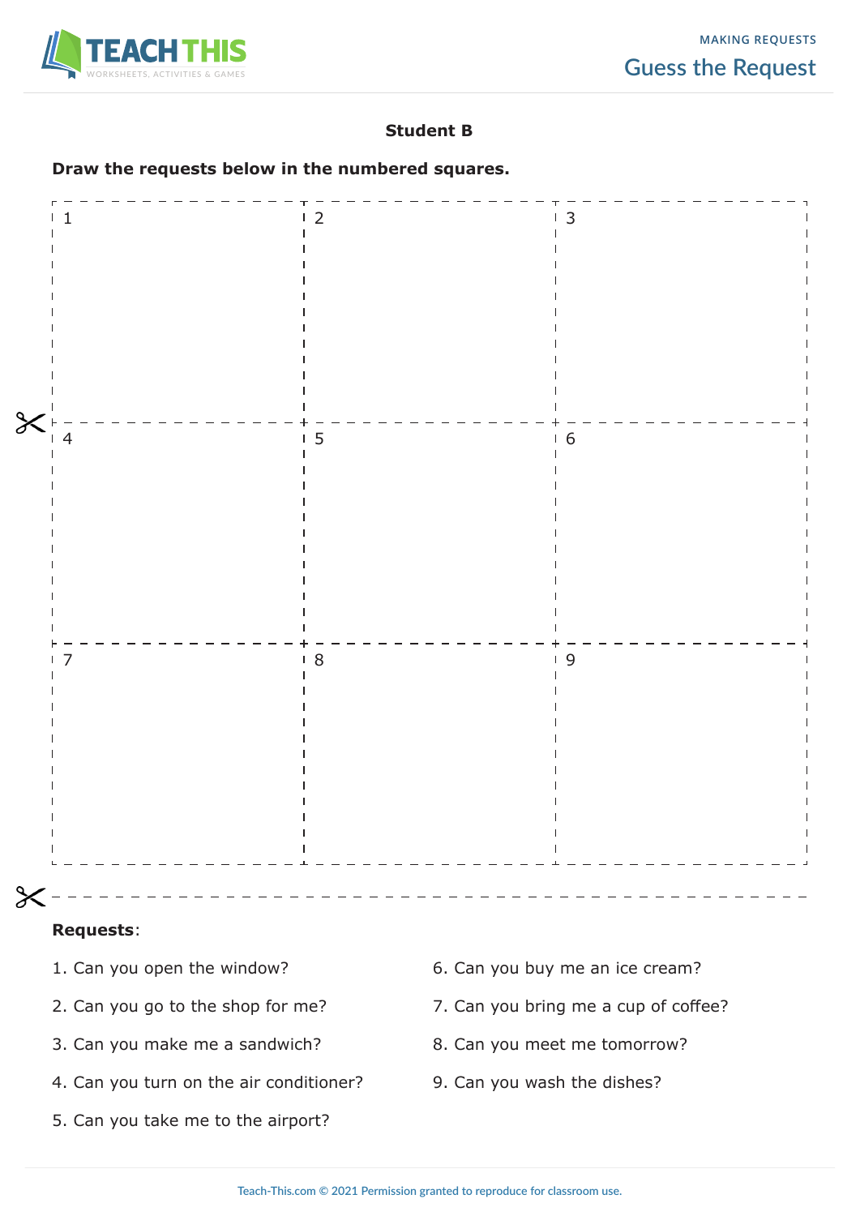## Student B

**Draw the requests below in the numbered squares.**

| | | |
|---|---|---|
| 1 | 2 | 3 |
| 4 | 5 | 6 |
| 7 | 8 | 9 |

**Requests**:

1. Can you open the window?
2. Can you go to the shop for me?
3. Can you make me a sandwich?
4. Can you turn on the air conditioner?
5. Can you take me to the airport?
6. Can you buy me an ice cream?
7. Can you bring me a cup of coffee?
8. Can you meet me tomorrow?
9. Can you wash the dishes?